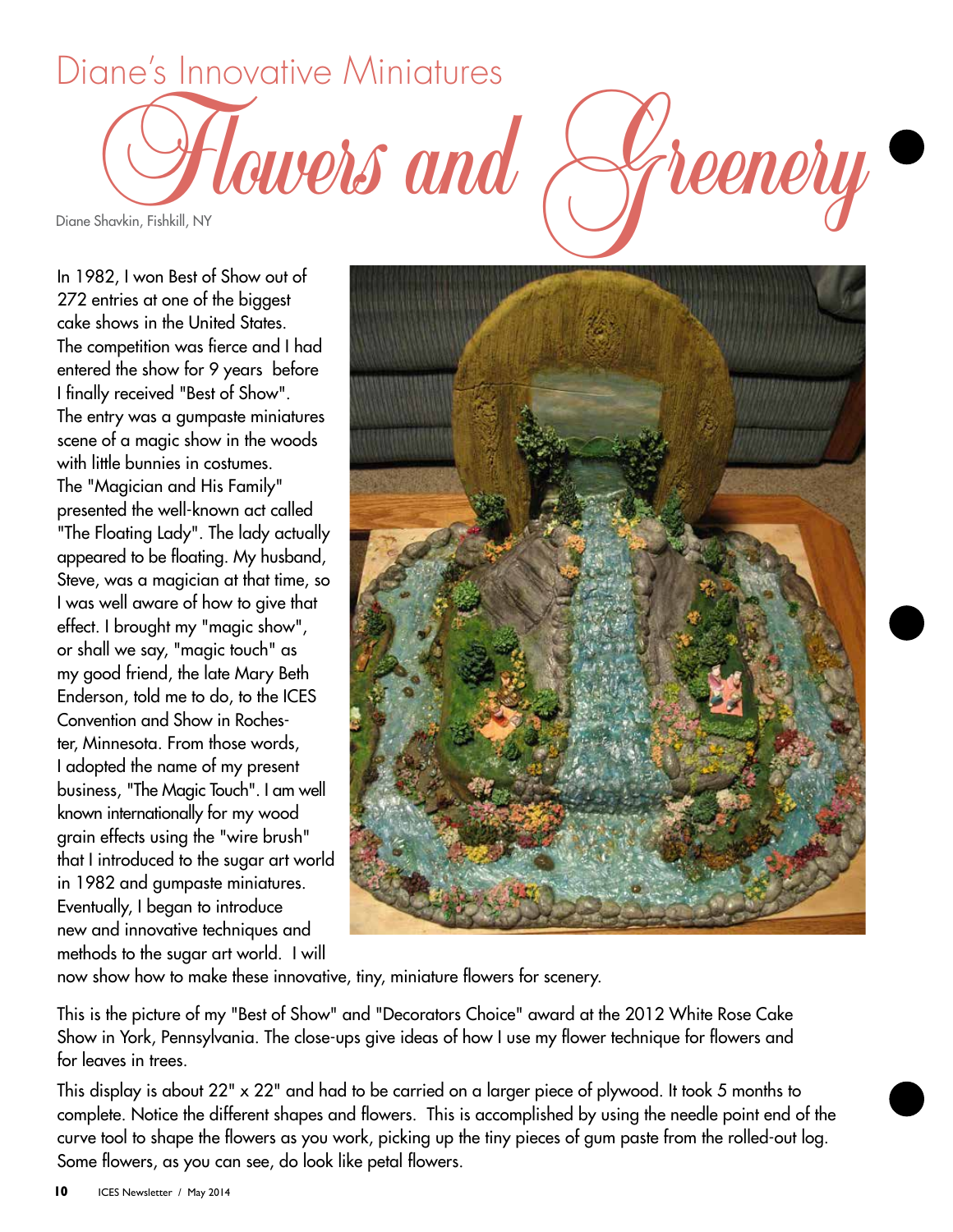Diane's Innovative Miniatures

# Flowers and Greenery

Diane Shavkin, Fishkill, NY

In 1982, I won Best of Show out of 272 entries at one of the biggest cake shows in the United States. The competition was fierce and I had entered the show for 9 years before I finally received "Best of Show". The entry was a gumpaste miniatures scene of a magic show in the woods with little bunnies in costumes. The "Magician and His Family" presented the well-known act called "The Floating Lady". The lady actually appeared to be floating. My husband, Steve, was a magician at that time, so I was well aware of how to give that effect. I brought my "magic show", or shall we say, "magic touch" as my good friend, the late Mary Beth Enderson, told me to do, to the ICES Convention and Show in Rochester, Minnesota. From those words, I adopted the name of my present business, "The Magic Touch". I am well known internationally for my wood grain effects using the "wire brush" that I introduced to the sugar art world in 1982 and gumpaste miniatures. Eventually, I began to introduce new and innovative techniques and methods to the sugar art world. I will now show how to make these innovative, tiny, miniature flowers for scenery.

This is the picture of my "Best of Show" and "Decorators Choice" award at the 2012 White Rose Cake Show in York, Pennsylvania. The close-ups give ideas of how I use my flower technique for flowers and for leaves in trees.

This display is about 22" x 22" and had to be carried on a larger piece of plywood. It took 5 months to complete. Notice the different shapes and flowers. This is accomplished by using the needle point end of the curve tool to shape the flowers as you work, picking up the tiny pieces of gum paste from the rolled-out log. Some flowers, as you can see, do look like petal flowers.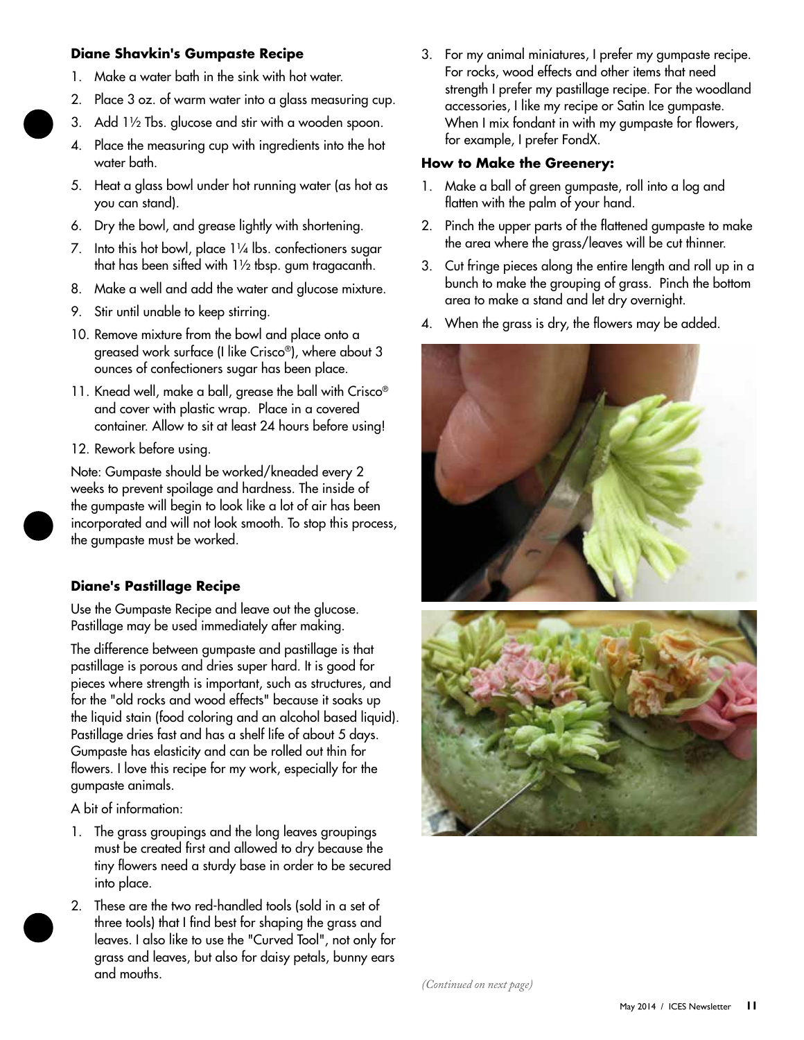### Diane Shavkin's Gumpaste Recipe

1. Make a water bath in the sink with hot water.
2. Place 3 oz. of warm water into a glass measuring cup.
3. Add 1½ Tbs. glucose and stir with a wooden spoon.
4. Place the measuring cup with ingredients into the hot water bath.
5. Heat a glass bowl under hot running water (as hot as you can stand).
6. Dry the bowl, and grease lightly with shortening.
7. Into this hot bowl, place 1¼ lbs. confectioners sugar that has been sifted with 1½ tbsp. gum tragacanth.
8. Make a well and add the water and glucose mixture.
9. Stir until unable to keep stirring.
10. Remove mixture from the bowl and place onto a greased work surface (I like Crisco®), where about 3 ounces of confectioners sugar has been place.
11. Knead well, make a ball, grease the ball with Crisco® and cover with plastic wrap. Place in a covered container. Allow to sit at least 24 hours before using!
12. Rework before using.

Note: Gumpaste should be worked/kneaded every 2 weeks to prevent spoilage and hardness. The inside of the gumpaste will begin to look like a lot of air has been incorporated and will not look smooth. To stop this process, the gumpaste must be worked.

### Diane's Pastillage Recipe

Use the Gumpaste Recipe and leave out the glucose. Pastillage may be used immediately after making.

The difference between gumpaste and pastillage is that pastillage is porous and dries super hard. It is good for pieces where strength is important, such as structures, and for the "old rocks and wood effects" because it soaks up the liquid stain (food coloring and an alcohol based liquid). Pastillage dries fast and has a shelf life of about 5 days. Gumpaste has elasticity and can be rolled out thin for flowers. I love this recipe for my work, especially for the gumpaste animals.

A bit of information:

1. The grass groupings and the long leaves groupings must be created first and allowed to dry because the tiny flowers need a sturdy base in order to be secured into place.
2. These are the two red-handled tools (sold in a set of three tools) that I find best for shaping the grass and leaves. I also like to use the "Curved Tool", not only for grass and leaves, but also for daisy petals, bunny ears and mouths.
3. For my animal miniatures, I prefer my gumpaste recipe. For rocks, wood effects and other items that need strength I prefer my pastillage recipe. For the woodland accessories, I like my recipe or Satin Ice gumpaste. When I mix fondant in with my gumpaste for flowers, for example, I prefer FondX.

### How to Make the Greenery:

1. Make a ball of green gumpaste, roll into a log and flatten with the palm of your hand.
2. Pinch the upper parts of the flattened gumpaste to make the area where the grass/leaves will be cut thinner.
3. Cut fringe pieces along the entire length and roll up in a bunch to make the grouping of grass. Pinch the bottom area to make a stand and let dry overnight.
4. When the grass is dry, the flowers may be added.

*(Continued on next page)*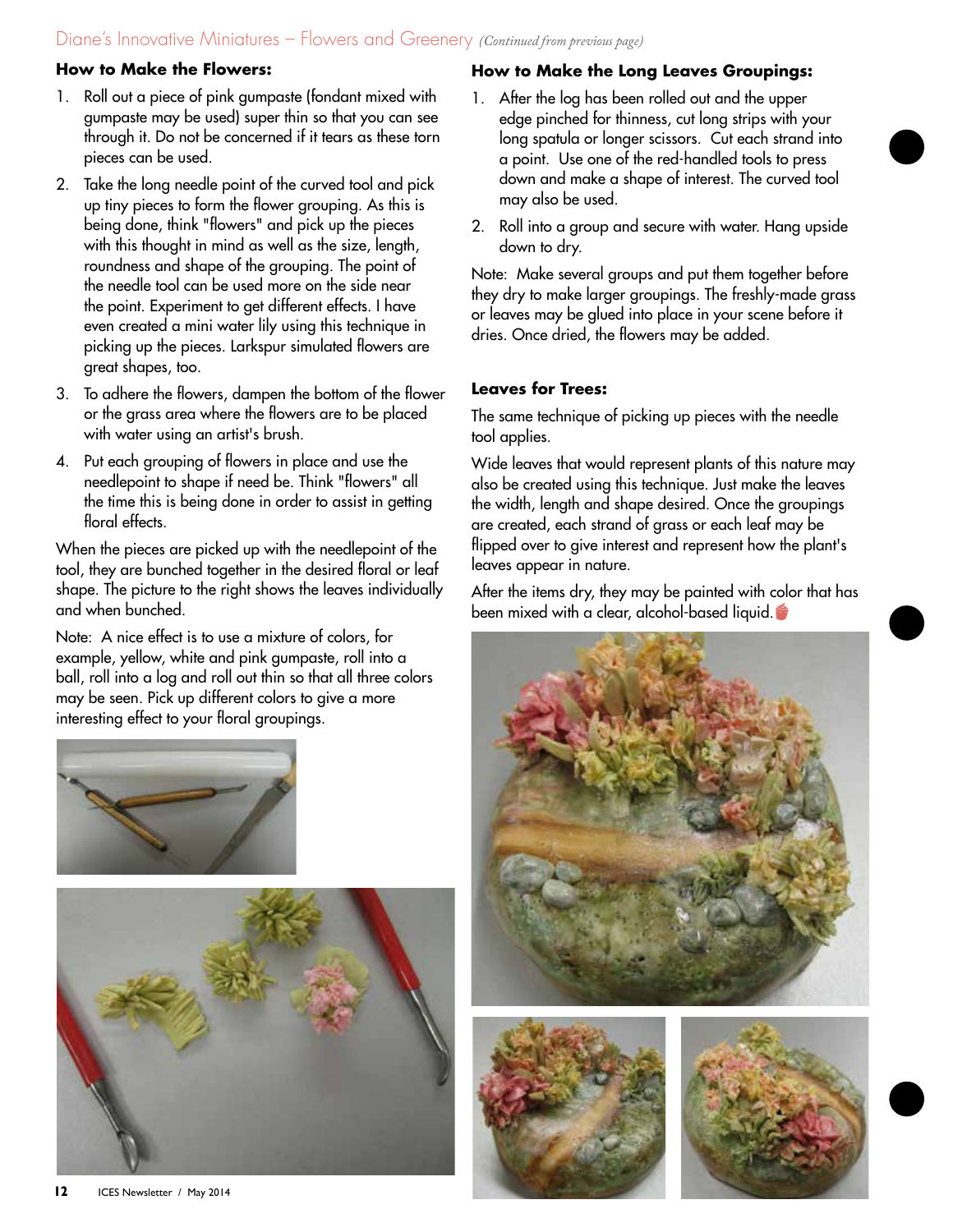## Diane's Innovative Miniatures – Flowers and Greenery *(Continued from previous page)*

### How to Make the Flowers:

1. Roll out a piece of pink gumpaste (fondant mixed with gumpaste may be used) super thin so that you can see through it. Do not be concerned if it tears as these torn pieces can be used.
2. Take the long needle point of the curved tool and pick up tiny pieces to form the flower grouping. As this is being done, think "flowers" and pick up the pieces with this thought in mind as well as the size, length, roundness and shape of the grouping. The point of the needle tool can be used more on the side near the point. Experiment to get different effects. I have even created a mini water lily using this technique in picking up the pieces. Larkspur simulated flowers are great shapes, too.
3. To adhere the flowers, dampen the bottom of the flower or the grass area where the flowers are to be placed with water using an artist's brush.
4. Put each grouping of flowers in place and use the needlepoint to shape if need be. Think "flowers" all the time this is being done in order to assist in getting floral effects.

When the pieces are picked up with the needlepoint of the tool, they are bunched together in the desired floral or leaf shape. The picture to the right shows the leaves individually and when bunched.

Note: A nice effect is to use a mixture of colors, for example, yellow, white and pink gumpaste, roll into a ball, roll into a log and roll out thin so that all three colors may be seen. Pick up different colors to give a more interesting effect to your floral groupings.

### How to Make the Long Leaves Groupings:

1. After the log has been rolled out and the upper edge pinched for thinness, cut long strips with your long spatula or longer scissors. Cut each strand into a point. Use one of the red-handled tools to press down and make a shape of interest. The curved tool may also be used.
2. Roll into a group and secure with water. Hang upside down to dry.

Note: Make several groups and put them together before they dry to make larger groupings. The freshly-made grass or leaves may be glued into place in your scene before it dries. Once dried, the flowers may be added.

### Leaves for Trees:

The same technique of picking up pieces with the needle tool applies.

Wide leaves that would represent plants of this nature may also be created using this technique. Just make the leaves the width, length and shape desired. Once the groupings are created, each strand of grass or each leaf may be flipped over to give interest and represent how the plant's leaves appear in nature.

After the items dry, they may be painted with color that has been mixed with a clear, alcohol-based liquid.